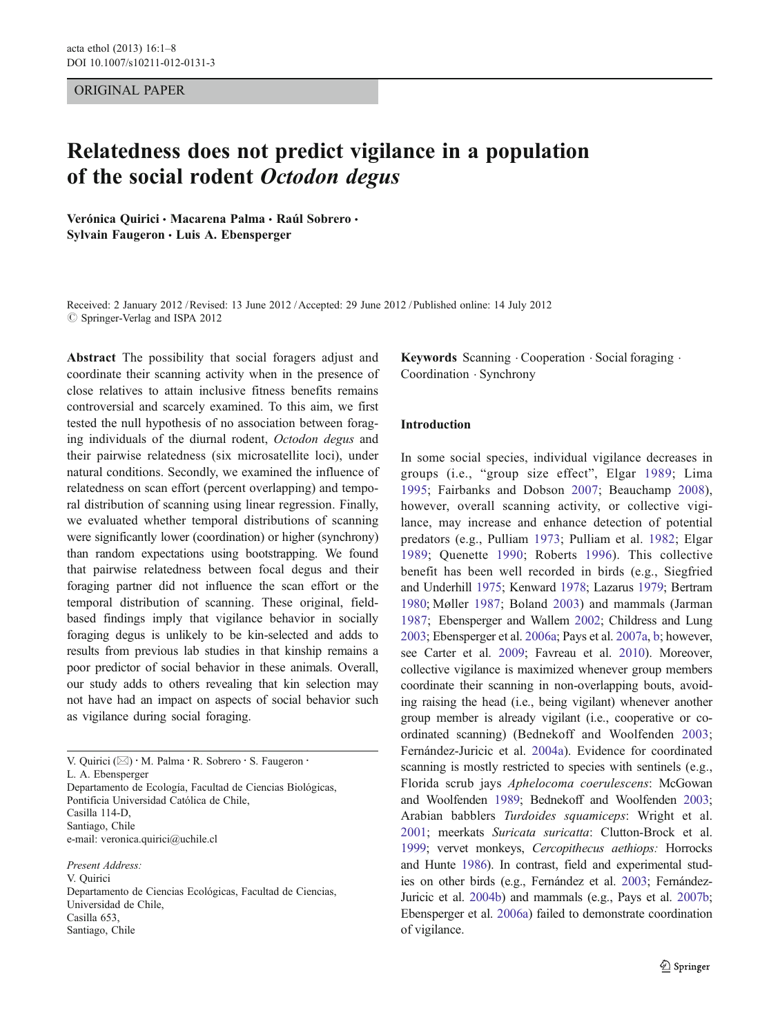ORIGINAL PAPER

# Relatedness does not predict vigilance in a population of the social rodent *Octodon degus*

**Verónica Quirici · Macarena Palma · Raúl Sobrero · Sylvain Faugeron · Luis A. Ebensperger**

Received: 2 January 2012 / Revised: 13 June 2012 / Accepted: 29 June 2012 / Published online: 14 July 2012
© Springer-Verlag and ISPA 2012

**Abstract** The possibility that social foragers adjust and coordinate their scanning activity when in the presence of close relatives to attain inclusive fitness benefits remains controversial and scarcely examined. To this aim, we first tested the null hypothesis of no association between foraging individuals of the diurnal rodent, *Octodon degus* and their pairwise relatedness (six microsatellite loci), under natural conditions. Secondly, we examined the influence of relatedness on scan effort (percent overlapping) and temporal distribution of scanning using linear regression. Finally, we evaluated whether temporal distributions of scanning were significantly lower (coordination) or higher (synchrony) than random expectations using bootstrapping. We found that pairwise relatedness between focal degus and their foraging partner did not influence the scan effort or the temporal distribution of scanning. These original, field-based findings imply that vigilance behavior in socially foraging degus is unlikely to be kin-selected and adds to results from previous lab studies in that kinship remains a poor predictor of social behavior in these animals. Overall, our study adds to others revealing that kin selection may not have had an impact on aspects of social behavior such as vigilance during social foraging.

**Keywords** Scanning · Cooperation · Social foraging · Coordination · Synchrony

V. Quirici (✉) · M. Palma · R. Sobrero · S. Faugeron · L. A. Ebensperger
Departamento de Ecología, Facultad de Ciencias Biológicas, Pontificia Universidad Católica de Chile, Casilla 114-D, Santiago, Chile
e-mail: veronica.quirici@uchile.cl

*Present Address:*
V. Quirici
Departamento de Ciencias Ecológicas, Facultad de Ciencias, Universidad de Chile, Casilla 653, Santiago, Chile

## Introduction

In some social species, individual vigilance decreases in groups (i.e., "group size effect", Elgar 1989; Lima 1995; Fairbanks and Dobson 2007; Beauchamp 2008), however, overall scanning activity, or collective vigilance, may increase and enhance detection of potential predators (e.g., Pulliam 1973; Pulliam et al. 1982; Elgar 1989; Quenette 1990; Roberts 1996). This collective benefit has been well recorded in birds (e.g., Siegfried and Underhill 1975; Kenward 1978; Lazarus 1979; Bertram 1980; Møller 1987; Boland 2003) and mammals (Jarman 1987; Ebensperger and Wallem 2002; Childress and Lung 2003; Ebensperger et al. 2006a; Pays et al. 2007a, b; however, see Carter et al. 2009; Favreau et al. 2010). Moreover, collective vigilance is maximized whenever group members coordinate their scanning in non-overlapping bouts, avoiding raising the head (i.e., being vigilant) whenever another group member is already vigilant (i.e., cooperative or coordinated scanning) (Bednekoff and Woolfenden 2003; Fernández-Juricic et al. 2004a). Evidence for coordinated scanning is mostly restricted to species with sentinels (e.g., Florida scrub jays *Aphelocoma coerulescens*: McGowan and Woolfenden 1989; Bednekoff and Woolfenden 2003; Arabian babblers *Turdoides squamiceps*: Wright et al. 2001; meerkats *Suricata suricatta*: Clutton-Brock et al. 1999; vervet monkeys, *Cercopithecus aethiops:* Horrocks and Hunte 1986). In contrast, field and experimental studies on other birds (e.g., Fernández et al. 2003; Fernández-Juricic et al. 2004b) and mammals (e.g., Pays et al. 2007b; Ebensperger et al. 2006a) failed to demonstrate coordination of vigilance.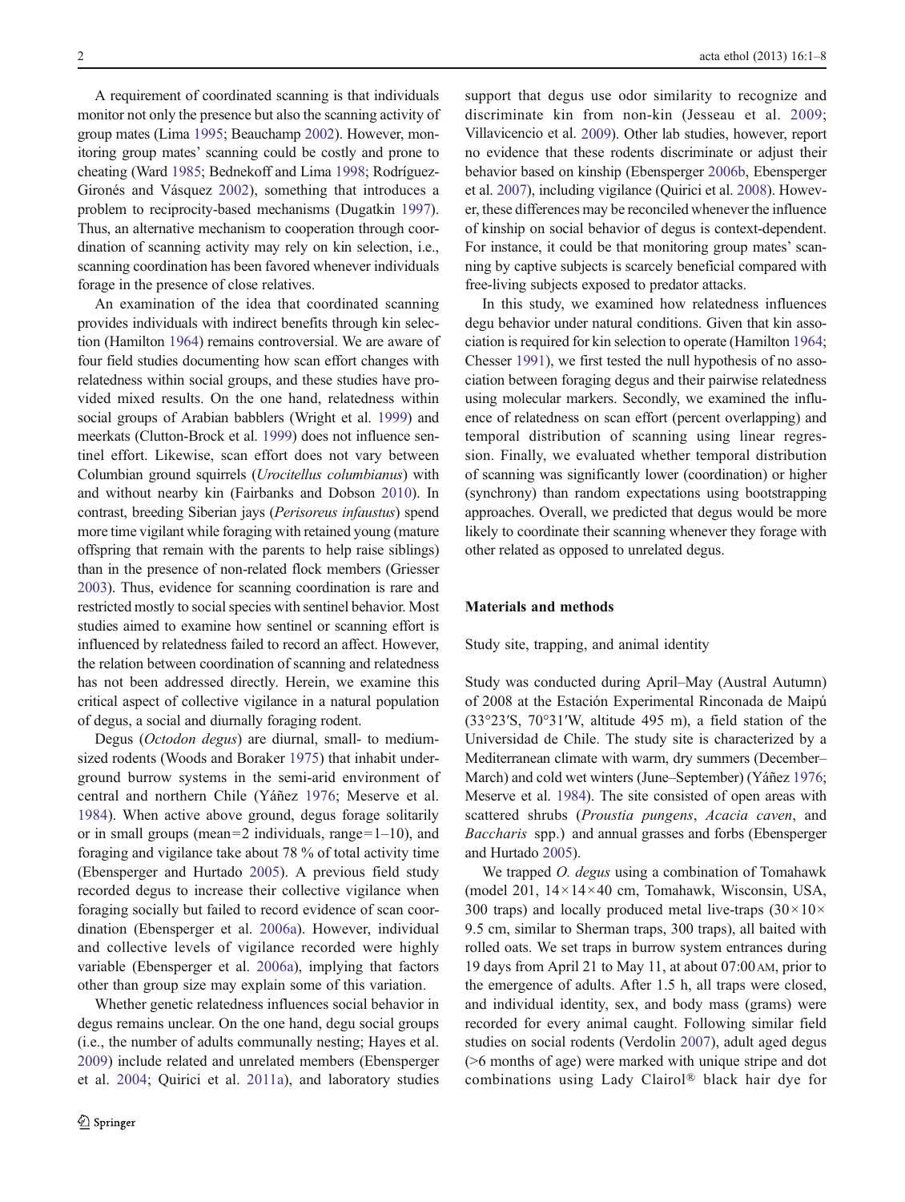A requirement of coordinated scanning is that individuals monitor not only the presence but also the scanning activity of group mates (Lima 1995; Beauchamp 2002). However, monitoring group mates' scanning could be costly and prone to cheating (Ward 1985; Bednekoff and Lima 1998; Rodríguez-Gironés and Vásquez 2002), something that introduces a problem to reciprocity-based mechanisms (Dugatkin 1997). Thus, an alternative mechanism to cooperation through coordination of scanning activity may rely on kin selection, i.e., scanning coordination has been favored whenever individuals forage in the presence of close relatives.

An examination of the idea that coordinated scanning provides individuals with indirect benefits through kin selection (Hamilton 1964) remains controversial. We are aware of four field studies documenting how scan effort changes with relatedness within social groups, and these studies have provided mixed results. On the one hand, relatedness within social groups of Arabian babblers (Wright et al. 1999) and meerkats (Clutton-Brock et al. 1999) does not influence sentinel effort. Likewise, scan effort does not vary between Columbian ground squirrels (*Urocitellus columbianus*) with and without nearby kin (Fairbanks and Dobson 2010). In contrast, breeding Siberian jays (*Perisoreus infaustus*) spend more time vigilant while foraging with retained young (mature offspring that remain with the parents to help raise siblings) than in the presence of non-related flock members (Griesser 2003). Thus, evidence for scanning coordination is rare and restricted mostly to social species with sentinel behavior. Most studies aimed to examine how sentinel or scanning effort is influenced by relatedness failed to record an affect. However, the relation between coordination of scanning and relatedness has not been addressed directly. Herein, we examine this critical aspect of collective vigilance in a natural population of degus, a social and diurnally foraging rodent.

Degus (*Octodon degus*) are diurnal, small- to medium-sized rodents (Woods and Boraker 1975) that inhabit underground burrow systems in the semi-arid environment of central and northern Chile (Yáñez 1976; Meserve et al. 1984). When active above ground, degus forage solitarily or in small groups (mean=2 individuals, range=1–10), and foraging and vigilance take about 78 % of total activity time (Ebensperger and Hurtado 2005). A previous field study recorded degus to increase their collective vigilance when foraging socially but failed to record evidence of scan coordination (Ebensperger et al. 2006a). However, individual and collective levels of vigilance recorded were highly variable (Ebensperger et al. 2006a), implying that factors other than group size may explain some of this variation.

Whether genetic relatedness influences social behavior in degus remains unclear. On the one hand, degu social groups (i.e., the number of adults communally nesting; Hayes et al. 2009) include related and unrelated members (Ebensperger et al. 2004; Quirici et al. 2011a), and laboratory studies support that degus use odor similarity to recognize and discriminate kin from non-kin (Jesseau et al. 2009; Villavicencio et al. 2009). Other lab studies, however, report no evidence that these rodents discriminate or adjust their behavior based on kinship (Ebensperger 2006b, Ebensperger et al. 2007), including vigilance (Quirici et al. 2008). However, these differences may be reconciled whenever the influence of kinship on social behavior of degus is context-dependent. For instance, it could be that monitoring group mates' scanning by captive subjects is scarcely beneficial compared with free-living subjects exposed to predator attacks.

In this study, we examined how relatedness influences degu behavior under natural conditions. Given that kin association is required for kin selection to operate (Hamilton 1964; Chesser 1991), we first tested the null hypothesis of no association between foraging degus and their pairwise relatedness using molecular markers. Secondly, we examined the influence of relatedness on scan effort (percent overlapping) and temporal distribution of scanning using linear regression. Finally, we evaluated whether temporal distribution of scanning was significantly lower (coordination) or higher (synchrony) than random expectations using bootstrapping approaches. Overall, we predicted that degus would be more likely to coordinate their scanning whenever they forage with other related as opposed to unrelated degus.

## Materials and methods

### Study site, trapping, and animal identity

Study was conducted during April–May (Austral Autumn) of 2008 at the Estación Experimental Rinconada de Maipú (33°23′S, 70°31′W, altitude 495 m), a field station of the Universidad de Chile. The study site is characterized by a Mediterranean climate with warm, dry summers (December–March) and cold wet winters (June–September) (Yáñez 1976; Meserve et al. 1984). The site consisted of open areas with scattered shrubs (*Proustia pungens*, *Acacia caven*, and *Baccharis* spp.) and annual grasses and forbs (Ebensperger and Hurtado 2005).

We trapped *O. degus* using a combination of Tomahawk (model 201, 14×14×40 cm, Tomahawk, Wisconsin, USA, 300 traps) and locally produced metal live-traps (30×10×9.5 cm, similar to Sherman traps, 300 traps), all baited with rolled oats. We set traps in burrow system entrances during 19 days from April 21 to May 11, at about 07:00 AM, prior to the emergence of adults. After 1.5 h, all traps were closed, and individual identity, sex, and body mass (grams) were recorded for every animal caught. Following similar field studies on social rodents (Verdolin 2007), adult aged degus (>6 months of age) were marked with unique stripe and dot combinations using Lady Clairol® black hair dye for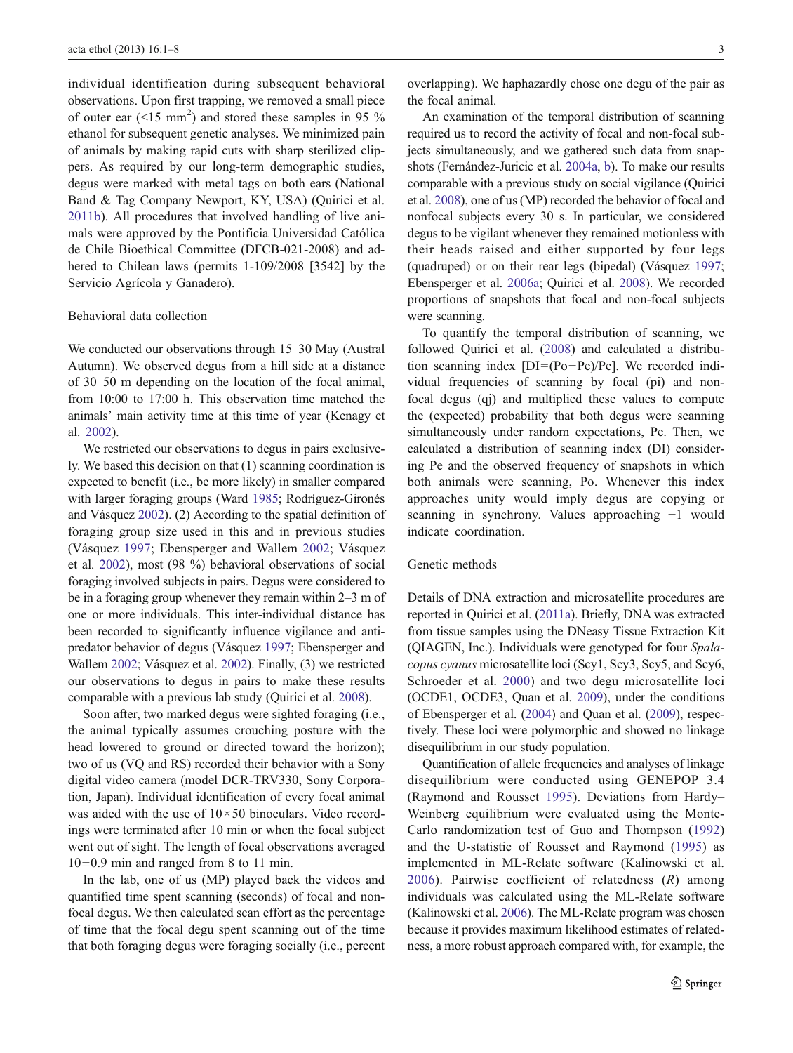individual identification during subsequent behavioral observations. Upon first trapping, we removed a small piece of outer ear (<15 mm$^2$) and stored these samples in 95 % ethanol for subsequent genetic analyses. We minimized pain of animals by making rapid cuts with sharp sterilized clippers. As required by our long-term demographic studies, degus were marked with metal tags on both ears (National Band & Tag Company Newport, KY, USA) (Quirici et al. 2011b). All procedures that involved handling of live animals were approved by the Pontificia Universidad Católica de Chile Bioethical Committee (DFCB-021-2008) and adhered to Chilean laws (permits 1-109/2008 [3542] by the Servicio Agrícola y Ganadero).

## Behavioral data collection

We conducted our observations through 15–30 May (Austral Autumn). We observed degus from a hill side at a distance of 30–50 m depending on the location of the focal animal, from 10:00 to 17:00 h. This observation time matched the animals' main activity time at this time of year (Kenagy et al. 2002).

We restricted our observations to degus in pairs exclusively. We based this decision on that (1) scanning coordination is expected to benefit (i.e., be more likely) in smaller compared with larger foraging groups (Ward 1985; Rodríguez-Gironés and Vásquez 2002). (2) According to the spatial definition of foraging group size used in this and in previous studies (Vásquez 1997; Ebensperger and Wallem 2002; Vásquez et al. 2002), most (98 %) behavioral observations of social foraging involved subjects in pairs. Degus were considered to be in a foraging group whenever they remain within 2–3 m of one or more individuals. This inter-individual distance has been recorded to significantly influence vigilance and antipredator behavior of degus (Vásquez 1997; Ebensperger and Wallem 2002; Vásquez et al. 2002). Finally, (3) we restricted our observations to degus in pairs to make these results comparable with a previous lab study (Quirici et al. 2008).

Soon after, two marked degus were sighted foraging (i.e., the animal typically assumes crouching posture with the head lowered to ground or directed toward the horizon); two of us (VQ and RS) recorded their behavior with a Sony digital video camera (model DCR-TRV330, Sony Corporation, Japan). Individual identification of every focal animal was aided with the use of 10×50 binoculars. Video recordings were terminated after 10 min or when the focal subject went out of sight. The length of focal observations averaged 10±0.9 min and ranged from 8 to 11 min.

In the lab, one of us (MP) played back the videos and quantified time spent scanning (seconds) of focal and non-focal degus. We then calculated scan effort as the percentage of time that the focal degu spent scanning out of the time that both foraging degus were foraging socially (i.e., percent overlapping). We haphazardly chose one degu of the pair as the focal animal.

An examination of the temporal distribution of scanning required us to record the activity of focal and non-focal subjects simultaneously, and we gathered such data from snapshots (Fernández-Juricic et al. 2004a, b). To make our results comparable with a previous study on social vigilance (Quirici et al. 2008), one of us (MP) recorded the behavior of focal and nonfocal subjects every 30 s. In particular, we considered degus to be vigilant whenever they remained motionless with their heads raised and either supported by four legs (quadruped) or on their rear legs (bipedal) (Vásquez 1997; Ebensperger et al. 2006a; Quirici et al. 2008). We recorded proportions of snapshots that focal and non-focal subjects were scanning.

To quantify the temporal distribution of scanning, we followed Quirici et al. (2008) and calculated a distribution scanning index [DI=(Po−Pe)/Pe]. We recorded individual frequencies of scanning by focal (pi) and non-focal degus (qj) and multiplied these values to compute the (expected) probability that both degus were scanning simultaneously under random expectations, Pe. Then, we calculated a distribution of scanning index (DI) considering Pe and the observed frequency of snapshots in which both animals were scanning, Po. Whenever this index approaches unity would imply degus are copying or scanning in synchrony. Values approaching −1 would indicate coordination.

## Genetic methods

Details of DNA extraction and microsatellite procedures are reported in Quirici et al. (2011a). Briefly, DNA was extracted from tissue samples using the DNeasy Tissue Extraction Kit (QIAGEN, Inc.). Individuals were genotyped for four *Spalacopus cyanus* microsatellite loci (Scy1, Scy3, Scy5, and Scy6, Schroeder et al. 2000) and two degu microsatellite loci (OCDE1, OCDE3, Quan et al. 2009), under the conditions of Ebensperger et al. (2004) and Quan et al. (2009), respectively. These loci were polymorphic and showed no linkage disequilibrium in our study population.

Quantification of allele frequencies and analyses of linkage disequilibrium were conducted using GENEPOP 3.4 (Raymond and Rousset 1995). Deviations from Hardy–Weinberg equilibrium were evaluated using the Monte-Carlo randomization test of Guo and Thompson (1992) and the U-statistic of Rousset and Raymond (1995) as implemented in ML-Relate software (Kalinowski et al. 2006). Pairwise coefficient of relatedness ($R$) among individuals was calculated using the ML-Relate software (Kalinowski et al. 2006). The ML-Relate program was chosen because it provides maximum likelihood estimates of relatedness, a more robust approach compared with, for example, the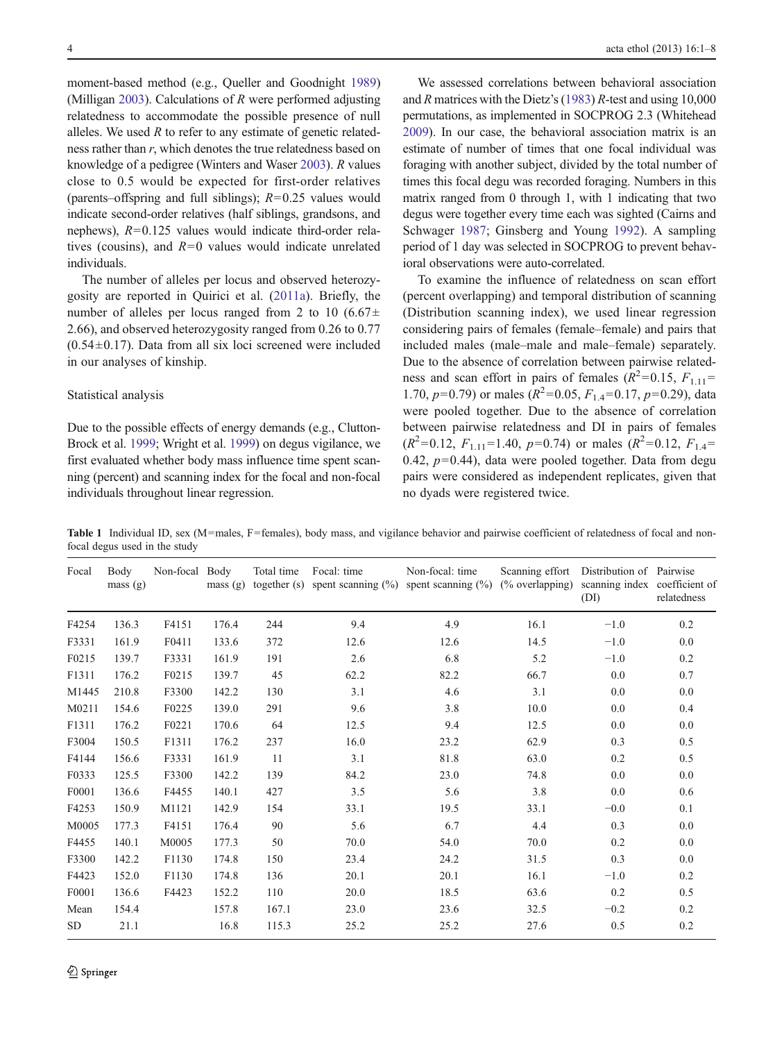moment-based method (e.g., Queller and Goodnight 1989) (Milligan 2003). Calculations of *R* were performed adjusting relatedness to accommodate the possible presence of null alleles. We used *R* to refer to any estimate of genetic relatedness rather than *r*, which denotes the true relatedness based on knowledge of a pedigree (Winters and Waser 2003). *R* values close to 0.5 would be expected for first-order relatives (parents–offspring and full siblings); $R=0.25$ values would indicate second-order relatives (half siblings, grandsons, and nephews), $R=0.125$ values would indicate third-order relatives (cousins), and $R=0$ values would indicate unrelated individuals.

The number of alleles per locus and observed heterozygosity are reported in Quirici et al. (2011a). Briefly, the number of alleles per locus ranged from 2 to 10 ($6.67 \pm 2.66$), and observed heterozygosity ranged from 0.26 to 0.77 ($0.54 \pm 0.17$). Data from all six loci screened were included in our analyses of kinship.

### Statistical analysis

Due to the possible effects of energy demands (e.g., Clutton-Brock et al. 1999; Wright et al. 1999) on degus vigilance, we first evaluated whether body mass influence time spent scanning (percent) and scanning index for the focal and non-focal individuals throughout linear regression.

We assessed correlations between behavioral association and *R* matrices with the Dietz's (1983) *R*-test and using 10,000 permutations, as implemented in SOCPROG 2.3 (Whitehead 2009). In our case, the behavioral association matrix is an estimate of number of times that one focal individual was foraging with another subject, divided by the total number of times this focal degu was recorded foraging. Numbers in this matrix ranged from 0 through 1, with 1 indicating that two degus were together every time each was sighted (Cairns and Schwager 1987; Ginsberg and Young 1992). A sampling period of 1 day was selected in SOCPROG to prevent behavioral observations were auto-correlated.

To examine the influence of relatedness on scan effort (percent overlapping) and temporal distribution of scanning (Distribution scanning index), we used linear regression considering pairs of females (female–female) and pairs that included males (male–male and male–female) separately. Due to the absence of correlation between pairwise relatedness and scan effort in pairs of females ($R^2=0.15$, $F_{1,11}=1.70$, $p=0.79$) or males ($R^2=0.05$, $F_{1,4}=0.17$, $p=0.29$), data were pooled together. Due to the absence of correlation between pairwise relatedness and DI in pairs of females ($R^2=0.12$, $F_{1,11}=1.40$, $p=0.74$) or males ($R^2=0.12$, $F_{1,4}=0.42$, $p=0.44$), data were pooled together. Data from degu pairs were considered as independent replicates, given that no dyads were registered twice.

**Table 1** Individual ID, sex (M=males, F=females), body mass, and vigilance behavior and pairwise coefficient of relatedness of focal and non-focal degus used in the study

| Focal | Body mass (g) | Non-focal | Body mass (g) | Total time together (s) | Focal: time spent scanning (%) | Non-focal: time spent scanning (%) | Scanning effort (% overlapping) | Distribution of scanning index (DI) | Pairwise coefficient of relatedness |
|---|---|---|---|---|---|---|---|---|---|
| F4254 | 136.3 | F4151 | 176.4 | 244 | 9.4 | 4.9 | 16.1 | −1.0 | 0.2 |
| F3331 | 161.9 | F0411 | 133.6 | 372 | 12.6 | 12.6 | 14.5 | −1.0 | 0.0 |
| F0215 | 139.7 | F3331 | 161.9 | 191 | 2.6 | 6.8 | 5.2 | −1.0 | 0.2 |
| F1311 | 176.2 | F0215 | 139.7 | 45 | 62.2 | 82.2 | 66.7 | 0.0 | 0.7 |
| M1445 | 210.8 | F3300 | 142.2 | 130 | 3.1 | 4.6 | 3.1 | 0.0 | 0.0 |
| M0211 | 154.6 | F0225 | 139.0 | 291 | 9.6 | 3.8 | 10.0 | 0.0 | 0.4 |
| F1311 | 176.2 | F0221 | 170.6 | 64 | 12.5 | 9.4 | 12.5 | 0.0 | 0.0 |
| F3004 | 150.5 | F1311 | 176.2 | 237 | 16.0 | 23.2 | 62.9 | 0.3 | 0.5 |
| F4144 | 156.6 | F3331 | 161.9 | 11 | 3.1 | 81.8 | 63.0 | 0.2 | 0.5 |
| F0333 | 125.5 | F3300 | 142.2 | 139 | 84.2 | 23.0 | 74.8 | 0.0 | 0.0 |
| F0001 | 136.6 | F4455 | 140.1 | 427 | 3.5 | 5.6 | 3.8 | 0.0 | 0.6 |
| F4253 | 150.9 | M1121 | 142.9 | 154 | 33.1 | 19.5 | 33.1 | −0.0 | 0.1 |
| M0005 | 177.3 | F4151 | 176.4 | 90 | 5.6 | 6.7 | 4.4 | 0.3 | 0.0 |
| F4455 | 140.1 | M0005 | 177.3 | 50 | 70.0 | 54.0 | 70.0 | 0.2 | 0.0 |
| F3300 | 142.2 | F1130 | 174.8 | 150 | 23.4 | 24.2 | 31.5 | 0.3 | 0.0 |
| F4423 | 152.0 | F1130 | 174.8 | 136 | 20.1 | 20.1 | 16.1 | −1.0 | 0.2 |
| F0001 | 136.6 | F4423 | 152.2 | 110 | 20.0 | 18.5 | 63.6 | 0.2 | 0.5 |
| Mean | 154.4 | | 157.8 | 167.1 | 23.0 | 23.6 | 32.5 | −0.2 | 0.2 |
| SD | 21.1 | | 16.8 | 115.3 | 25.2 | 25.2 | 27.6 | 0.5 | 0.2 |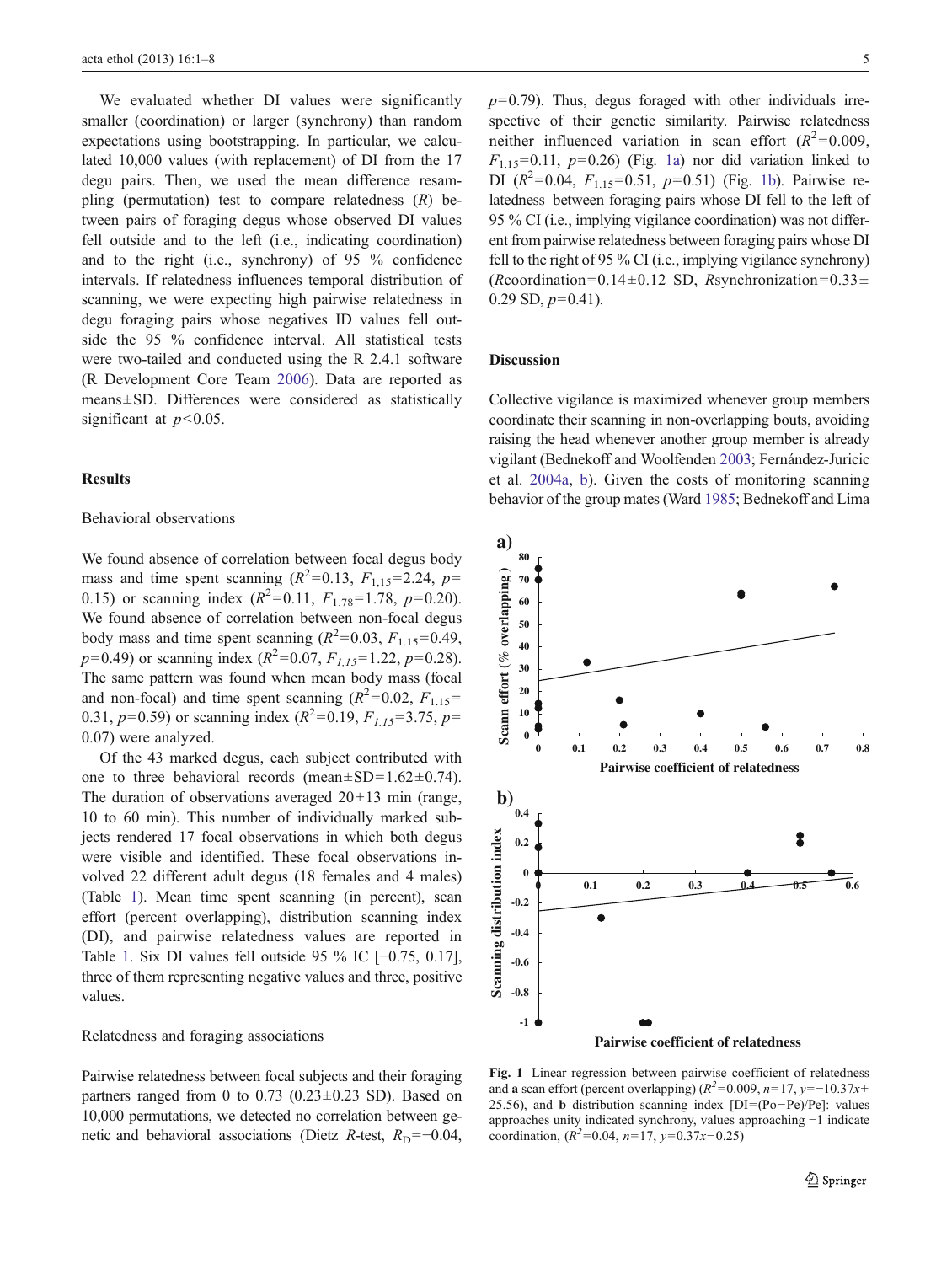We evaluated whether DI values were significantly smaller (coordination) or larger (synchrony) than random expectations using bootstrapping. In particular, we calculated 10,000 values (with replacement) of DI from the 17 degu pairs. Then, we used the mean difference resampling (permutation) test to compare relatedness ($R$) between pairs of foraging degus whose observed DI values fell outside and to the left (i.e., indicating coordination) and to the right (i.e., synchrony) of 95 % confidence intervals. If relatedness influences temporal distribution of scanning, we were expecting high pairwise relatedness in degu foraging pairs whose negatives ID values fell outside the 95 % confidence interval. All statistical tests were two-tailed and conducted using the R 2.4.1 software (R Development Core Team 2006). Data are reported as means±SD. Differences were considered as statistically significant at $p<0.05$.

## Results

### Behavioral observations

We found absence of correlation between focal degus body mass and time spent scanning ($R^2=0.13$, $F_{1,15}=2.24$, $p=0.15$) or scanning index ($R^2=0.11$, $F_{1.78}=1.78$, $p=0.20$). We found absence of correlation between non-focal degus body mass and time spent scanning ($R^2=0.03$, $F_{1.15}=0.49$, $p=0.49$) or scanning index ($R^2=0.07$, $F_{1,15}=1.22$, $p=0.28$). The same pattern was found when mean body mass (focal and non-focal) and time spent scanning ($R^2=0.02$, $F_{1.15}=0.31$, $p=0.59$) or scanning index ($R^2=0.19$, $F_{1.15}=3.75$, $p=0.07$) were analyzed.

Of the 43 marked degus, each subject contributed with one to three behavioral records (mean±SD=1.62±0.74). The duration of observations averaged 20±13 min (range, 10 to 60 min). This number of individually marked subjects rendered 17 focal observations in which both degus were visible and identified. These focal observations involved 22 different adult degus (18 females and 4 males) (Table 1). Mean time spent scanning (in percent), scan effort (percent overlapping), distribution scanning index (DI), and pairwise relatedness values are reported in Table 1. Six DI values fell outside 95 % IC [−0.75, 0.17], three of them representing negative values and three, positive values.

### Relatedness and foraging associations

Pairwise relatedness between focal subjects and their foraging partners ranged from 0 to 0.73 (0.23±0.23 SD). Based on 10,000 permutations, we detected no correlation between genetic and behavioral associations (Dietz $R$-test, $R_D=-0.04$, $p=0.79$). Thus, degus foraged with other individuals irrespective of their genetic similarity. Pairwise relatedness neither influenced variation in scan effort ($R^2=0.009$, $F_{1.15}=0.11$, $p=0.26$) (Fig. 1a) nor did variation linked to DI ($R^2=0.04$, $F_{1.15}=0.51$, $p=0.51$) (Fig. 1b). Pairwise relatedness between foraging pairs whose DI fell to the left of 95 % CI (i.e., implying vigilance coordination) was not different from pairwise relatedness between foraging pairs whose DI fell to the right of 95 % CI (i.e., implying vigilance synchrony) ($R$coordination=0.14±0.12 SD, $R$synchronization=0.33±0.29 SD, $p=0.41$).

## Discussion

Collective vigilance is maximized whenever group members coordinate their scanning in non-overlapping bouts, avoiding raising the head whenever another group member is already vigilant (Bednekoff and Woolfenden 2003; Fernández-Juricic et al. 2004a, b). Given the costs of monitoring scanning behavior of the group mates (Ward 1985; Bednekoff and Lima

Fig. 1 Linear regression between pairwise coefficient of relatedness and **a** scan effort (percent overlapping) ($R^2=0.009$, $n=17$, $y=-10.37x+25.56$), and **b** distribution scanning index [DI=(Po−Pe)/Pe]: values approaches unity indicated synchrony, values approaching −1 indicate coordination, ($R^2=0.04$, $n=17$, $y=0.37x-0.25$)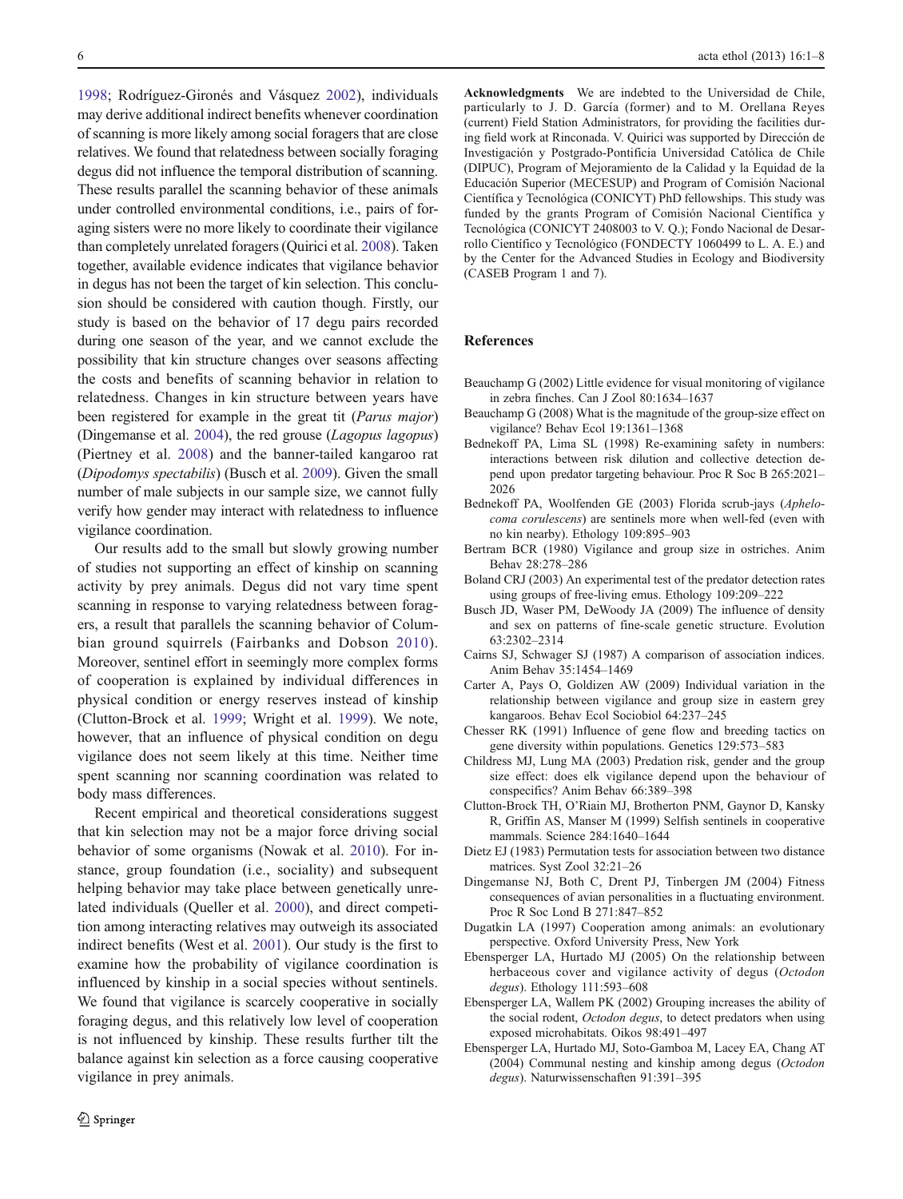1998; Rodríguez-Gironés and Vásquez 2002), individuals may derive additional indirect benefits whenever coordination of scanning is more likely among social foragers that are close relatives. We found that relatedness between socially foraging degus did not influence the temporal distribution of scanning. These results parallel the scanning behavior of these animals under controlled environmental conditions, i.e., pairs of foraging sisters were no more likely to coordinate their vigilance than completely unrelated foragers (Quirici et al. 2008). Taken together, available evidence indicates that vigilance behavior in degus has not been the target of kin selection. This conclusion should be considered with caution though. Firstly, our study is based on the behavior of 17 degu pairs recorded during one season of the year, and we cannot exclude the possibility that kin structure changes over seasons affecting the costs and benefits of scanning behavior in relation to relatedness. Changes in kin structure between years have been registered for example in the great tit (*Parus major*) (Dingemanse et al. 2004), the red grouse (*Lagopus lagopus*) (Piertney et al. 2008) and the banner-tailed kangaroo rat (*Dipodomys spectabilis*) (Busch et al. 2009). Given the small number of male subjects in our sample size, we cannot fully verify how gender may interact with relatedness to influence vigilance coordination.

Our results add to the small but slowly growing number of studies not supporting an effect of kinship on scanning activity by prey animals. Degus did not vary time spent scanning in response to varying relatedness between foragers, a result that parallels the scanning behavior of Columbian ground squirrels (Fairbanks and Dobson 2010). Moreover, sentinel effort in seemingly more complex forms of cooperation is explained by individual differences in physical condition or energy reserves instead of kinship (Clutton-Brock et al. 1999; Wright et al. 1999). We note, however, that an influence of physical condition on degu vigilance does not seem likely at this time. Neither time spent scanning nor scanning coordination was related to body mass differences.

Recent empirical and theoretical considerations suggest that kin selection may not be a major force driving social behavior of some organisms (Nowak et al. 2010). For instance, group foundation (i.e., sociality) and subsequent helping behavior may take place between genetically unrelated individuals (Queller et al. 2000), and direct competition among interacting relatives may outweigh its associated indirect benefits (West et al. 2001). Our study is the first to examine how the probability of vigilance coordination is influenced by kinship in a social species without sentinels. We found that vigilance is scarcely cooperative in socially foraging degus, and this relatively low level of cooperation is not influenced by kinship. These results further tilt the balance against kin selection as a force causing cooperative vigilance in prey animals.

**Acknowledgments** We are indebted to the Universidad de Chile, particularly to J. D. García (former) and to M. Orellana Reyes (current) Field Station Administrators, for providing the facilities during field work at Rinconada. V. Quirici was supported by Dirección de Investigación y Postgrado-Pontificia Universidad Católica de Chile (DIPUC), Program of Mejoramiento de la Calidad y la Equidad de la Educación Superior (MECESUP) and Program of Comisión Nacional Científica y Tecnológica (CONICYT) PhD fellowships. This study was funded by the grants Program of Comisión Nacional Científica y Tecnológica (CONICYT 2408003 to V. Q.); Fondo Nacional de Desarrollo Científico y Tecnológico (FONDECTY 1060499 to L. A. E.) and by the Center for the Advanced Studies in Ecology and Biodiversity (CASEB Program 1 and 7).

## References

Beauchamp G (2002) Little evidence for visual monitoring of vigilance in zebra finches. Can J Zool 80:1634–1637

Beauchamp G (2008) What is the magnitude of the group-size effect on vigilance? Behav Ecol 19:1361–1368

Bednekoff PA, Lima SL (1998) Re-examining safety in numbers: interactions between risk dilution and collective detection depend upon predator targeting behaviour. Proc R Soc B 265:2021–2026

Bednekoff PA, Woolfenden GE (2003) Florida scrub-jays (*Aphelocoma corulescens*) are sentinels more when well-fed (even with no kin nearby). Ethology 109:895–903

Bertram BCR (1980) Vigilance and group size in ostriches. Anim Behav 28:278–286

Boland CRJ (2003) An experimental test of the predator detection rates using groups of free-living emus. Ethology 109:209–222

Busch JD, Waser PM, DeWoody JA (2009) The influence of density and sex on patterns of fine-scale genetic structure. Evolution 63:2302–2314

Cairns SJ, Schwager SJ (1987) A comparison of association indices. Anim Behav 35:1454–1469

Carter A, Pays O, Goldizen AW (2009) Individual variation in the relationship between vigilance and group size in eastern grey kangaroos. Behav Ecol Sociobiol 64:237–245

Chesser RK (1991) Influence of gene flow and breeding tactics on gene diversity within populations. Genetics 129:573–583

Childress MJ, Lung MA (2003) Predation risk, gender and the group size effect: does elk vigilance depend upon the behaviour of conspecifics? Anim Behav 66:389–398

Clutton-Brock TH, O'Riain MJ, Brotherton PNM, Gaynor D, Kansky R, Griffin AS, Manser M (1999) Selfish sentinels in cooperative mammals. Science 284:1640–1644

Dietz EJ (1983) Permutation tests for association between two distance matrices. Syst Zool 32:21–26

Dingemanse NJ, Both C, Drent PJ, Tinbergen JM (2004) Fitness consequences of avian personalities in a fluctuating environment. Proc R Soc Lond B 271:847–852

Dugatkin LA (1997) Cooperation among animals: an evolutionary perspective. Oxford University Press, New York

Ebensperger LA, Hurtado MJ (2005) On the relationship between herbaceous cover and vigilance activity of degus (*Octodon degus*). Ethology 111:593–608

Ebensperger LA, Wallem PK (2002) Grouping increases the ability of the social rodent, *Octodon degus*, to detect predators when using exposed microhabitats. Oikos 98:491–497

Ebensperger LA, Hurtado MJ, Soto-Gamboa M, Lacey EA, Chang AT (2004) Communal nesting and kinship among degus (*Octodon degus*). Naturwissenschaften 91:391–395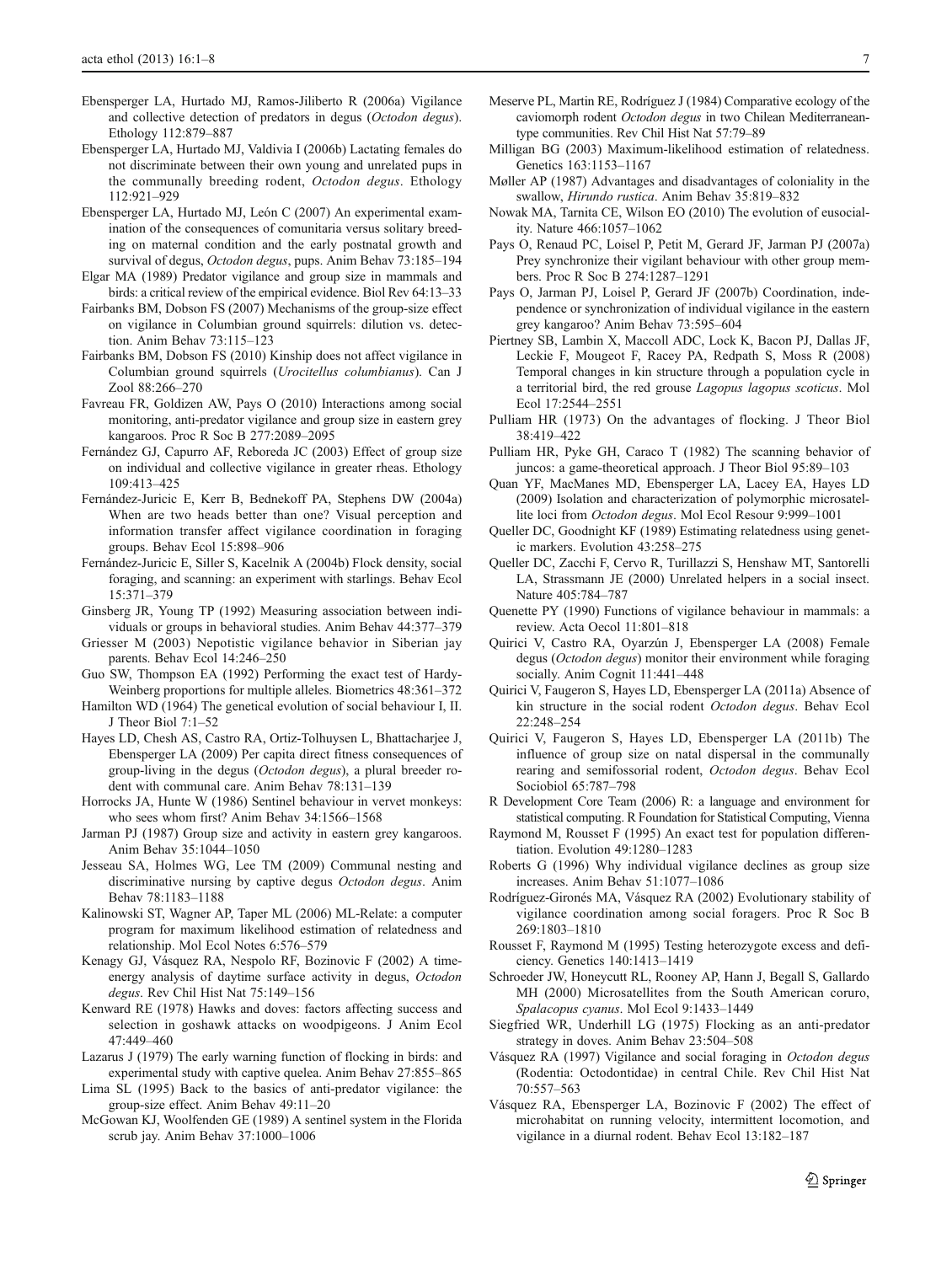Ebensperger LA, Hurtado MJ, Ramos-Jiliberto R (2006a) Vigilance and collective detection of predators in degus (*Octodon degus*). Ethology 112:879–887

Ebensperger LA, Hurtado MJ, Valdivia I (2006b) Lactating females do not discriminate between their own young and unrelated pups in the communally breeding rodent, *Octodon degus*. Ethology 112:921–929

Ebensperger LA, Hurtado MJ, León C (2007) An experimental examination of the consequences of comunitaria versus solitary breeding on maternal condition and the early postnatal growth and survival of degus, *Octodon degus*, pups. Anim Behav 73:185–194

Elgar MA (1989) Predator vigilance and group size in mammals and birds: a critical review of the empirical evidence. Biol Rev 64:13–33

Fairbanks BM, Dobson FS (2007) Mechanisms of the group-size effect on vigilance in Columbian ground squirrels: dilution vs. detection. Anim Behav 73:115–123

Fairbanks BM, Dobson FS (2010) Kinship does not affect vigilance in Columbian ground squirrels (*Urocitellus columbianus*). Can J Zool 88:266–270

Favreau FR, Goldizen AW, Pays O (2010) Interactions among social monitoring, anti-predator vigilance and group size in eastern grey kangaroos. Proc R Soc B 277:2089–2095

Fernández GJ, Capurro AF, Reboreda JC (2003) Effect of group size on individual and collective vigilance in greater rheas. Ethology 109:413–425

Fernández-Juricic E, Kerr B, Bednekoff PA, Stephens DW (2004a) When are two heads better than one? Visual perception and information transfer affect vigilance coordination in foraging groups. Behav Ecol 15:898–906

Fernández-Juricic E, Siller S, Kacelnik A (2004b) Flock density, social foraging, and scanning: an experiment with starlings. Behav Ecol 15:371–379

Ginsberg JR, Young TP (1992) Measuring association between individuals or groups in behavioral studies. Anim Behav 44:377–379

Griesser M (2003) Nepotistic vigilance behavior in Siberian jay parents. Behav Ecol 14:246–250

Guo SW, Thompson EA (1992) Performing the exact test of Hardy-Weinberg proportions for multiple alleles. Biometrics 48:361–372

Hamilton WD (1964) The genetical evolution of social behaviour I, II. J Theor Biol 7:1–52

Hayes LD, Chesh AS, Castro RA, Ortiz-Tolhuysen L, Bhattacharjee J, Ebensperger LA (2009) Per capita direct fitness consequences of group-living in the degus (*Octodon degus*), a plural breeder rodent with communal care. Anim Behav 78:131–139

Horrocks JA, Hunte W (1986) Sentinel behaviour in vervet monkeys: who sees whom first? Anim Behav 34:1566–1568

Jarman PJ (1987) Group size and activity in eastern grey kangaroos. Anim Behav 35:1044–1050

Jesseau SA, Holmes WG, Lee TM (2009) Communal nesting and discriminative nursing by captive degus *Octodon degus*. Anim Behav 78:1183–1188

Kalinowski ST, Wagner AP, Taper ML (2006) ML-Relate: a computer program for maximum likelihood estimation of relatedness and relationship. Mol Ecol Notes 6:576–579

Kenagy GJ, Vásquez RA, Nespolo RF, Bozinovic F (2002) A time-energy analysis of daytime surface activity in degus, *Octodon degus*. Rev Chil Hist Nat 75:149–156

Kenward RE (1978) Hawks and doves: factors affecting success and selection in goshawk attacks on woodpigeons. J Anim Ecol 47:449–460

Lazarus J (1979) The early warning function of flocking in birds: and experimental study with captive quelea. Anim Behav 27:855–865

Lima SL (1995) Back to the basics of anti-predator vigilance: the group-size effect. Anim Behav 49:11–20

McGowan KJ, Woolfenden GE (1989) A sentinel system in the Florida scrub jay. Anim Behav 37:1000–1006

Meserve PL, Martin RE, Rodríguez J (1984) Comparative ecology of the caviomorph rodent *Octodon degus* in two Chilean Mediterranean-type communities. Rev Chil Hist Nat 57:79–89

Milligan BG (2003) Maximum-likelihood estimation of relatedness. Genetics 163:1153–1167

Møller AP (1987) Advantages and disadvantages of coloniality in the swallow, *Hirundo rustica*. Anim Behav 35:819–832

Nowak MA, Tarnita CE, Wilson EO (2010) The evolution of eusociality. Nature 466:1057–1062

Pays O, Renaud PC, Loisel P, Petit M, Gerard JF, Jarman PJ (2007a) Prey synchronize their vigilant behaviour with other group members. Proc R Soc B 274:1287–1291

Pays O, Jarman PJ, Loisel P, Gerard JF (2007b) Coordination, independence or synchronization of individual vigilance in the eastern grey kangaroo? Anim Behav 73:595–604

Piertney SB, Lambin X, Maccoll ADC, Lock K, Bacon PJ, Dallas JF, Leckie F, Mougeot F, Racey PA, Redpath S, Moss R (2008) Temporal changes in kin structure through a population cycle in a territorial bird, the red grouse *Lagopus lagopus scoticus*. Mol Ecol 17:2544–2551

Pulliam HR (1973) On the advantages of flocking. J Theor Biol 38:419–422

Pulliam HR, Pyke GH, Caraco T (1982) The scanning behavior of juncos: a game-theoretical approach. J Theor Biol 95:89–103

Quan YF, MacManes MD, Ebensperger LA, Lacey EA, Hayes LD (2009) Isolation and characterization of polymorphic microsatellite loci from *Octodon degus*. Mol Ecol Resour 9:999–1001

Queller DC, Goodnight KF (1989) Estimating relatedness using genetic markers. Evolution 43:258–275

Queller DC, Zacchi F, Cervo R, Turillazzi S, Henshaw MT, Santorelli LA, Strassmann JE (2000) Unrelated helpers in a social insect. Nature 405:784–787

Quenette PY (1990) Functions of vigilance behaviour in mammals: a review. Acta Oecol 11:801–818

Quirici V, Castro RA, Oyarzún J, Ebensperger LA (2008) Female degus (*Octodon degus*) monitor their environment while foraging socially. Anim Cognit 11:441–448

Quirici V, Faugeron S, Hayes LD, Ebensperger LA (2011a) Absence of kin structure in the social rodent *Octodon degus*. Behav Ecol 22:248–254

Quirici V, Faugeron S, Hayes LD, Ebensperger LA (2011b) The influence of group size on natal dispersal in the communally rearing and semifossorial rodent, *Octodon degus*. Behav Ecol Sociobiol 65:787–798

R Development Core Team (2006) R: a language and environment for statistical computing. R Foundation for Statistical Computing, Vienna

Raymond M, Rousset F (1995) An exact test for population differentiation. Evolution 49:1280–1283

Roberts G (1996) Why individual vigilance declines as group size increases. Anim Behav 51:1077–1086

Rodríguez-Gironés MA, Vásquez RA (2002) Evolutionary stability of vigilance coordination among social foragers. Proc R Soc B 269:1803–1810

Rousset F, Raymond M (1995) Testing heterozygote excess and deficiency. Genetics 140:1413–1419

Schroeder JW, Honeycutt RL, Rooney AP, Hann J, Begall S, Gallardo MH (2000) Microsatellites from the South American coruro, *Spalacopus cyanus*. Mol Ecol 9:1433–1449

Siegfried WR, Underhill LG (1975) Flocking as an anti-predator strategy in doves. Anim Behav 23:504–508

Vásquez RA (1997) Vigilance and social foraging in *Octodon degus* (Rodentia: Octodontidae) in central Chile. Rev Chil Hist Nat 70:557–563

Vásquez RA, Ebensperger LA, Bozinovic F (2002) The effect of microhabitat on running velocity, intermittent locomotion, and vigilance in a diurnal rodent. Behav Ecol 13:182–187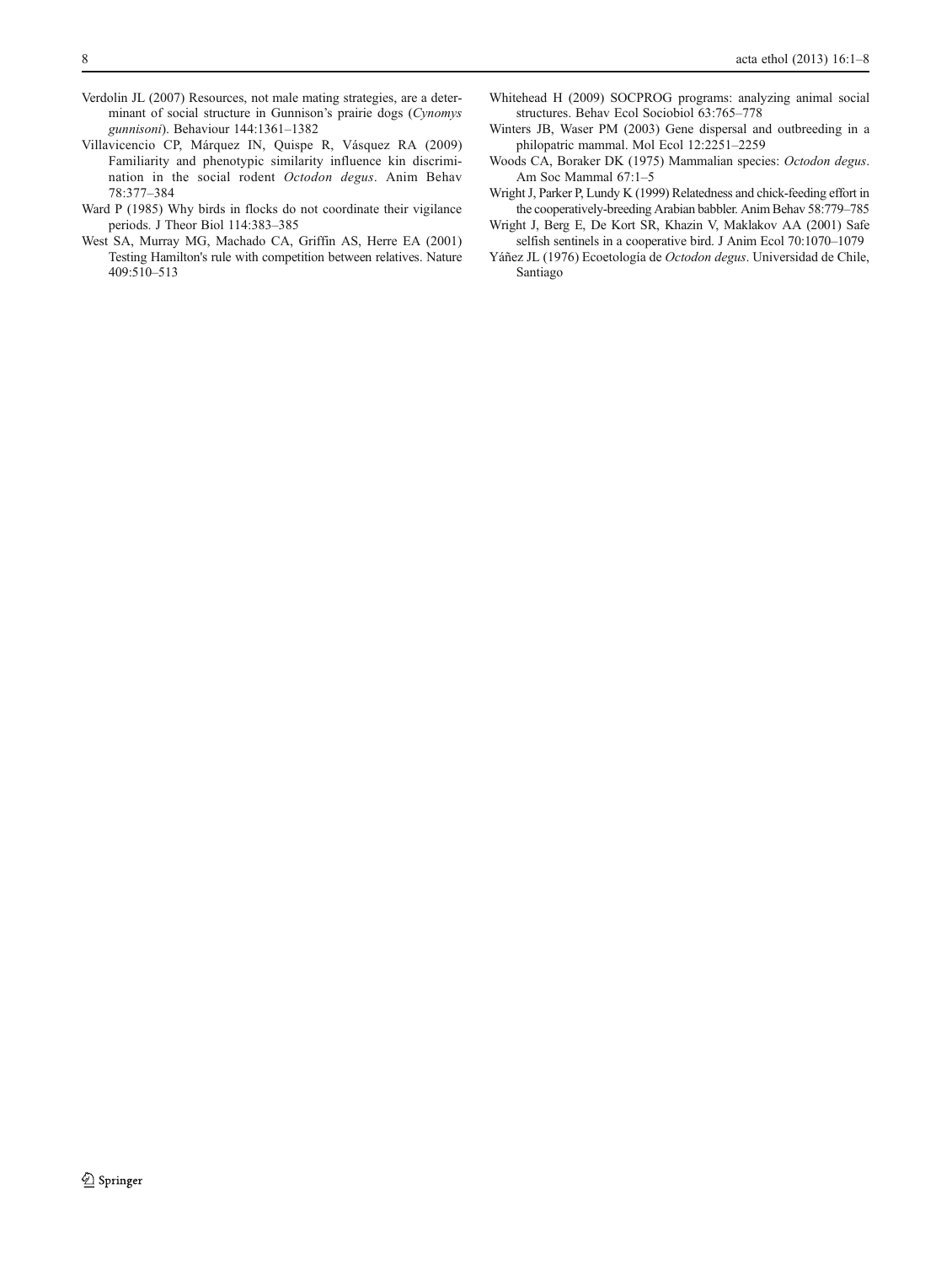Verdolin JL (2007) Resources, not male mating strategies, are a determinant of social structure in Gunnison's prairie dogs (*Cynomys gunnisoni*). Behaviour 144:1361–1382

Villavicencio CP, Márquez IN, Quispe R, Vásquez RA (2009) Familiarity and phenotypic similarity influence kin discrimination in the social rodent *Octodon degus*. Anim Behav 78:377–384

Ward P (1985) Why birds in flocks do not coordinate their vigilance periods. J Theor Biol 114:383–385

West SA, Murray MG, Machado CA, Griffin AS, Herre EA (2001) Testing Hamilton's rule with competition between relatives. Nature 409:510–513

Whitehead H (2009) SOCPROG programs: analyzing animal social structures. Behav Ecol Sociobiol 63:765–778

Winters JB, Waser PM (2003) Gene dispersal and outbreeding in a philopatric mammal. Mol Ecol 12:2251–2259

Woods CA, Boraker DK (1975) Mammalian species: *Octodon degus*. Am Soc Mammal 67:1–5

Wright J, Parker P, Lundy K (1999) Relatedness and chick-feeding effort in the cooperatively-breeding Arabian babbler. Anim Behav 58:779–785

Wright J, Berg E, De Kort SR, Khazin V, Maklakov AA (2001) Safe selfish sentinels in a cooperative bird. J Anim Ecol 70:1070–1079

Yáñez JL (1976) Ecoetología de *Octodon degus*. Universidad de Chile, Santiago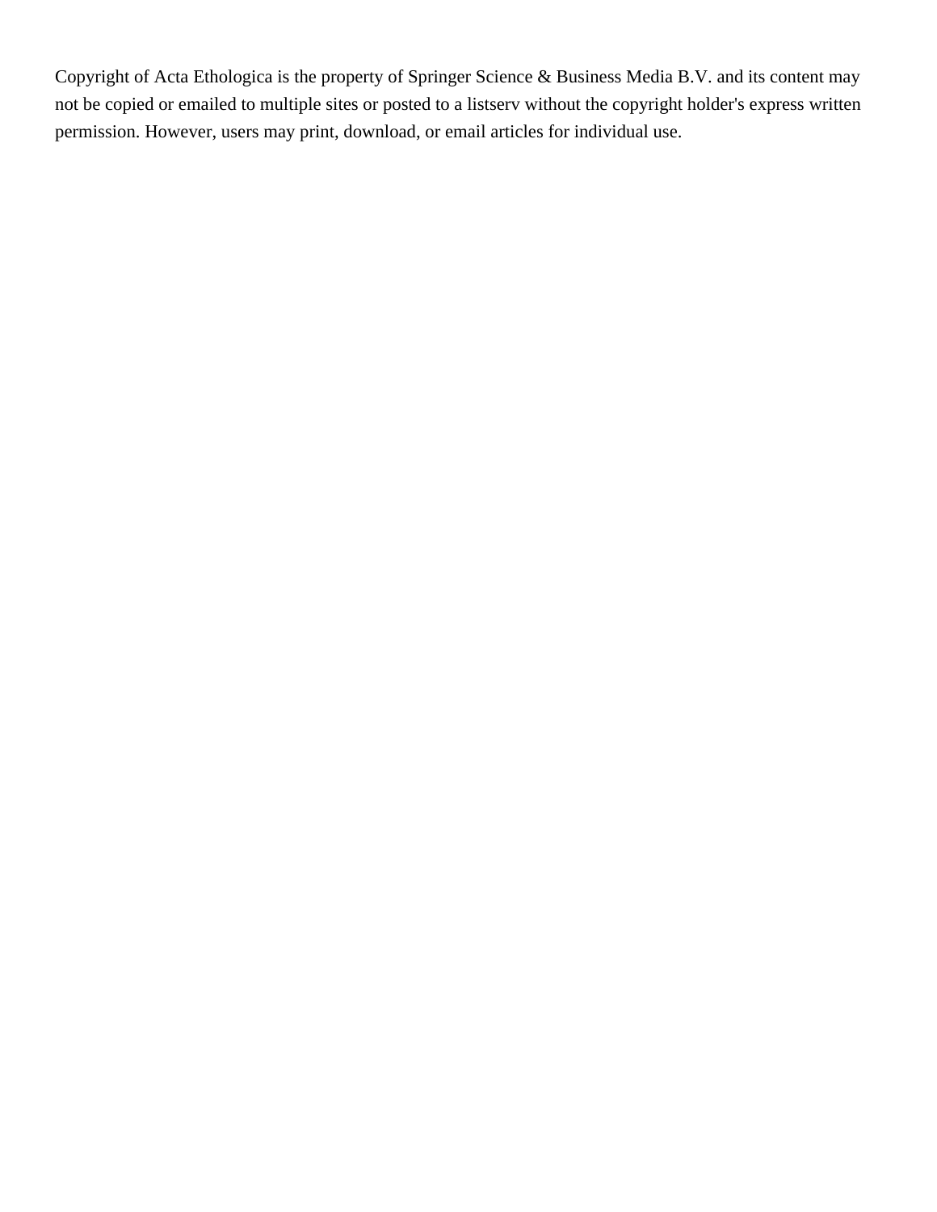Copyright of Acta Ethologica is the property of Springer Science & Business Media B.V. and its content may not be copied or emailed to multiple sites or posted to a listserv without the copyright holder's express written permission. However, users may print, download, or email articles for individual use.